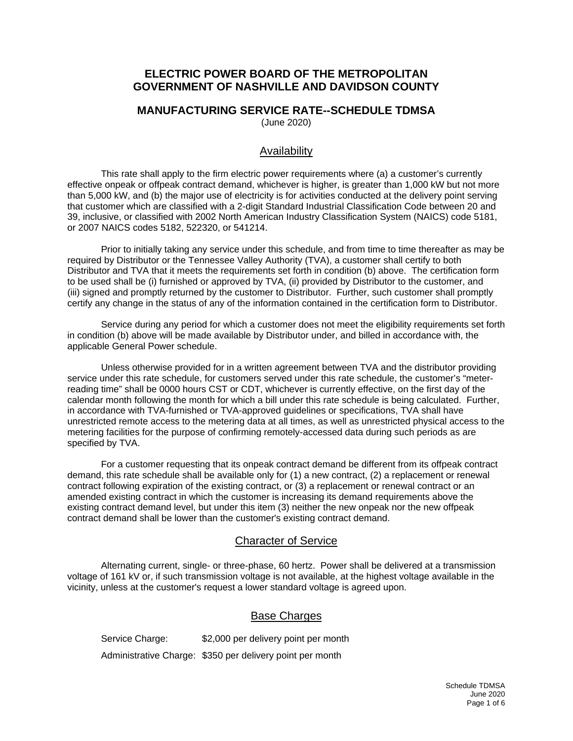# ELECTRIC POWER BOARD OF THE METROPOLITAN GOVERNMENT OF NASHVILLE AND DAVIDSON COUNTY

## MANUFACTURING SERVICE RATE--SCHEDULE TDMSA

(June 2020)

### Availability

This rate shall apply to the firm electric power requirements where (a) a customer's currently effective onpeak or offpeak contract demand, whichever is higher, is greater than 1,000 kW but not more than 5,000 kW, and (b) the major use of electricity is for activities conducted at the delivery point serving that customer which are classified with a 2-digit Standard Industrial Classification Code between 20 and 39, inclusive, or classified with 2002 North American Industry Classification System (NAICS) code 5181, or 2007 NAICS codes 5182, 522320, or 541214.

Prior to initially taking any service under this schedule, and from time to time thereafter as may be required by Distributor or the Tennessee Valley Authority (TVA), a customer shall certify to both Distributor and TVA that it meets the requirements set forth in condition (b) above. The certification form to be used shall be (i) furnished or approved by TVA, (ii) provided by Distributor to the customer, and (iii) signed and promptly returned by the customer to Distributor. Further, such customer shall promptly certify any change in the status of any of the information contained in the certification form to Distributor.

Service during any period for which a customer does not meet the eligibility requirements set forth in condition (b) above will be made available by Distributor under, and billed in accordance with, the applicable General Power schedule.

Unless otherwise provided for in a written agreement between TVA and the distributor providing service under this rate schedule, for customers served under this rate schedule, the customer's "meter-reading time" shall be 0000 hours CST or CDT, whichever is currently effective, on the first day of the calendar month following the month for which a bill under this rate schedule is being calculated. Further, in accordance with TVA-furnished or TVA-approved guidelines or specifications, TVA shall have unrestricted remote access to the metering data at all times, as well as unrestricted physical access to the metering facilities for the purpose of confirming remotely-accessed data during such periods as are specified by TVA.

For a customer requesting that its onpeak contract demand be different from its offpeak contract demand, this rate schedule shall be available only for (1) a new contract, (2) a replacement or renewal contract following expiration of the existing contract, or (3) a replacement or renewal contract or an amended existing contract in which the customer is increasing its demand requirements above the existing contract demand level, but under this item (3) neither the new onpeak nor the new offpeak contract demand shall be lower than the customer's existing contract demand.

### Character of Service

Alternating current, single- or three-phase, 60 hertz. Power shall be delivered at a transmission voltage of 161 kV or, if such transmission voltage is not available, at the highest voltage available in the vicinity, unless at the customer's request a lower standard voltage is agreed upon.

### Base Charges

Service Charge: $2,000 per delivery point per month

Administrative Charge: $350 per delivery point per month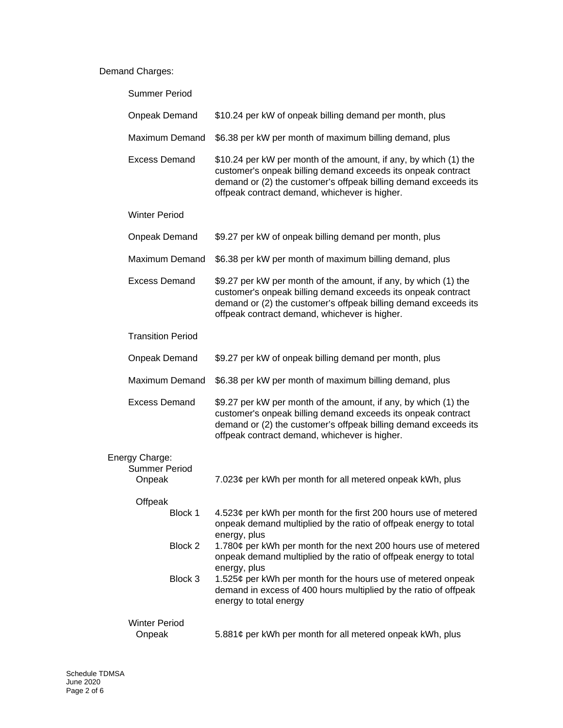Demand Charges:

Summer Period

| | |
|---|---|
| Onpeak Demand | $10.24 per kW of onpeak billing demand per month, plus |
| Maximum Demand | $6.38 per kW per month of maximum billing demand, plus |
| Excess Demand | $10.24 per kW per month of the amount, if any, by which (1) the customer's onpeak billing demand exceeds its onpeak contract demand or (2) the customer's offpeak billing demand exceeds its offpeak contract demand, whichever is higher. |

Winter Period

| | |
|---|---|
| Onpeak Demand | $9.27 per kW of onpeak billing demand per month, plus |
| Maximum Demand | $6.38 per kW per month of maximum billing demand, plus |
| Excess Demand | $9.27 per kW per month of the amount, if any, by which (1) the customer's onpeak billing demand exceeds its onpeak contract demand or (2) the customer's offpeak billing demand exceeds its offpeak contract demand, whichever is higher. |

Transition Period

| | |
|---|---|
| Onpeak Demand | $9.27 per kW of onpeak billing demand per month, plus |
| Maximum Demand | $6.38 per kW per month of maximum billing demand, plus |
| Excess Demand | $9.27 per kW per month of the amount, if any, by which (1) the customer's onpeak billing demand exceeds its onpeak contract demand or (2) the customer's offpeak billing demand exceeds its offpeak contract demand, whichever is higher. |

Energy Charge:

Summer Period

| | |
|---|---|
| Onpeak | 7.023¢ per kWh per month for all metered onpeak kWh, plus |
| Offpeak | |
| Block 1 | 4.523¢ per kWh per month for the first 200 hours use of metered onpeak demand multiplied by the ratio of offpeak energy to total energy, plus |
| Block 2 | 1.780¢ per kWh per month for the next 200 hours use of metered onpeak demand multiplied by the ratio of offpeak energy to total energy, plus |
| Block 3 | 1.525¢ per kWh per month for the hours use of metered onpeak demand in excess of 400 hours multiplied by the ratio of offpeak energy to total energy |

Winter Period

| | |
|---|---|
| Onpeak | 5.881¢ per kWh per month for all metered onpeak kWh, plus |

Schedule TDMSA
June 2020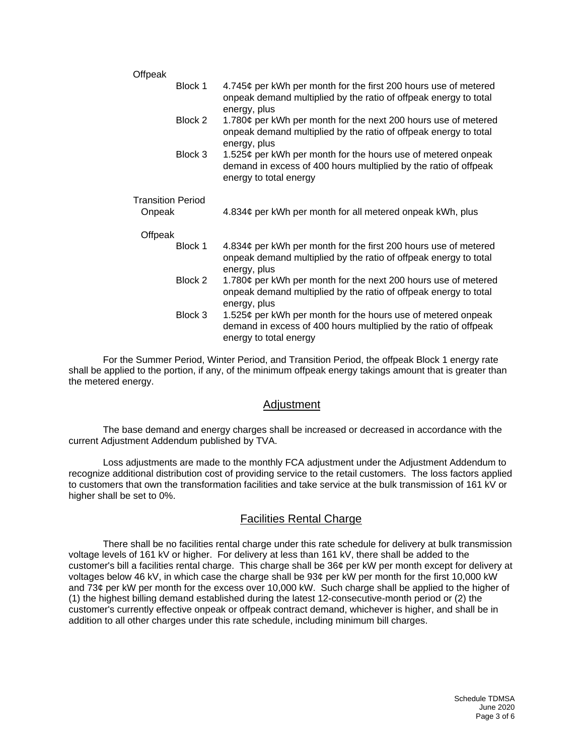Offpeak

| | |
|---|---|
| Block 1 | 4.745¢ per kWh per month for the first 200 hours use of metered onpeak demand multiplied by the ratio of offpeak energy to total energy, plus |
| Block 2 | 1.780¢ per kWh per month for the next 200 hours use of metered onpeak demand multiplied by the ratio of offpeak energy to total energy, plus |
| Block 3 | 1.525¢ per kWh per month for the hours use of metered onpeak demand in excess of 400 hours multiplied by the ratio of offpeak energy to total energy |

Transition Period

| | |
|---|---|
| Onpeak | 4.834¢ per kWh per month for all metered onpeak kWh, plus |

Offpeak

| | |
|---|---|
| Block 1 | 4.834¢ per kWh per month for the first 200 hours use of metered onpeak demand multiplied by the ratio of offpeak energy to total energy, plus |
| Block 2 | 1.780¢ per kWh per month for the next 200 hours use of metered onpeak demand multiplied by the ratio of offpeak energy to total energy, plus |
| Block 3 | 1.525¢ per kWh per month for the hours use of metered onpeak demand in excess of 400 hours multiplied by the ratio of offpeak energy to total energy |

For the Summer Period, Winter Period, and Transition Period, the offpeak Block 1 energy rate shall be applied to the portion, if any, of the minimum offpeak energy takings amount that is greater than the metered energy.

## Adjustment

The base demand and energy charges shall be increased or decreased in accordance with the current Adjustment Addendum published by TVA.

Loss adjustments are made to the monthly FCA adjustment under the Adjustment Addendum to recognize additional distribution cost of providing service to the retail customers. The loss factors applied to customers that own the transformation facilities and take service at the bulk transmission of 161 kV or higher shall be set to 0%.

## Facilities Rental Charge

There shall be no facilities rental charge under this rate schedule for delivery at bulk transmission voltage levels of 161 kV or higher. For delivery at less than 161 kV, there shall be added to the customer's bill a facilities rental charge. This charge shall be 36¢ per kW per month except for delivery at voltages below 46 kV, in which case the charge shall be 93¢ per kW per month for the first 10,000 kW and 73¢ per kW per month for the excess over 10,000 kW. Such charge shall be applied to the higher of (1) the highest billing demand established during the latest 12-consecutive-month period or (2) the customer's currently effective onpeak or offpeak contract demand, whichever is higher, and shall be in addition to all other charges under this rate schedule, including minimum bill charges.

Schedule TDMSA
June 2020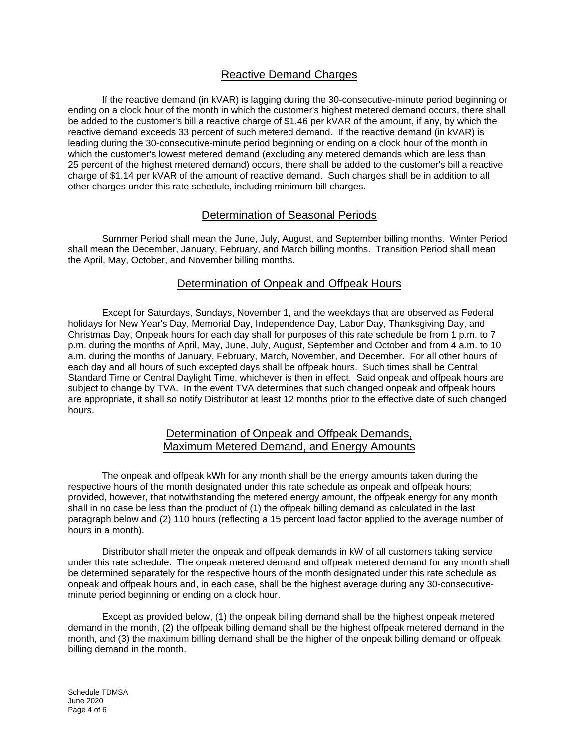## Reactive Demand Charges

If the reactive demand (in kVAR) is lagging during the 30-consecutive-minute period beginning or ending on a clock hour of the month in which the customer's highest metered demand occurs, there shall be added to the customer's bill a reactive charge of $1.46 per kVAR of the amount, if any, by which the reactive demand exceeds 33 percent of such metered demand. If the reactive demand (in kVAR) is leading during the 30-consecutive-minute period beginning or ending on a clock hour of the month in which the customer's lowest metered demand (excluding any metered demands which are less than 25 percent of the highest metered demand) occurs, there shall be added to the customer's bill a reactive charge of $1.14 per kVAR of the amount of reactive demand. Such charges shall be in addition to all other charges under this rate schedule, including minimum bill charges.

## Determination of Seasonal Periods

Summer Period shall mean the June, July, August, and September billing months. Winter Period shall mean the December, January, February, and March billing months. Transition Period shall mean the April, May, October, and November billing months.

## Determination of Onpeak and Offpeak Hours

Except for Saturdays, Sundays, November 1, and the weekdays that are observed as Federal holidays for New Year's Day, Memorial Day, Independence Day, Labor Day, Thanksgiving Day, and Christmas Day, Onpeak hours for each day shall for purposes of this rate schedule be from 1 p.m. to 7 p.m. during the months of April, May, June, July, August, September and October and from 4 a.m. to 10 a.m. during the months of January, February, March, November, and December. For all other hours of each day and all hours of such excepted days shall be offpeak hours. Such times shall be Central Standard Time or Central Daylight Time, whichever is then in effect. Said onpeak and offpeak hours are subject to change by TVA. In the event TVA determines that such changed onpeak and offpeak hours are appropriate, it shall so notify Distributor at least 12 months prior to the effective date of such changed hours.

## Determination of Onpeak and Offpeak Demands, Maximum Metered Demand, and Energy Amounts

The onpeak and offpeak kWh for any month shall be the energy amounts taken during the respective hours of the month designated under this rate schedule as onpeak and offpeak hours; provided, however, that notwithstanding the metered energy amount, the offpeak energy for any month shall in no case be less than the product of (1) the offpeak billing demand as calculated in the last paragraph below and (2) 110 hours (reflecting a 15 percent load factor applied to the average number of hours in a month).

Distributor shall meter the onpeak and offpeak demands in kW of all customers taking service under this rate schedule. The onpeak metered demand and offpeak metered demand for any month shall be determined separately for the respective hours of the month designated under this rate schedule as onpeak and offpeak hours and, in each case, shall be the highest average during any 30-consecutive-minute period beginning or ending on a clock hour.

Except as provided below, (1) the onpeak billing demand shall be the highest onpeak metered demand in the month, (2) the offpeak billing demand shall be the highest offpeak metered demand in the month, and (3) the maximum billing demand shall be the higher of the onpeak billing demand or offpeak billing demand in the month.

Schedule TDMSA
June 2020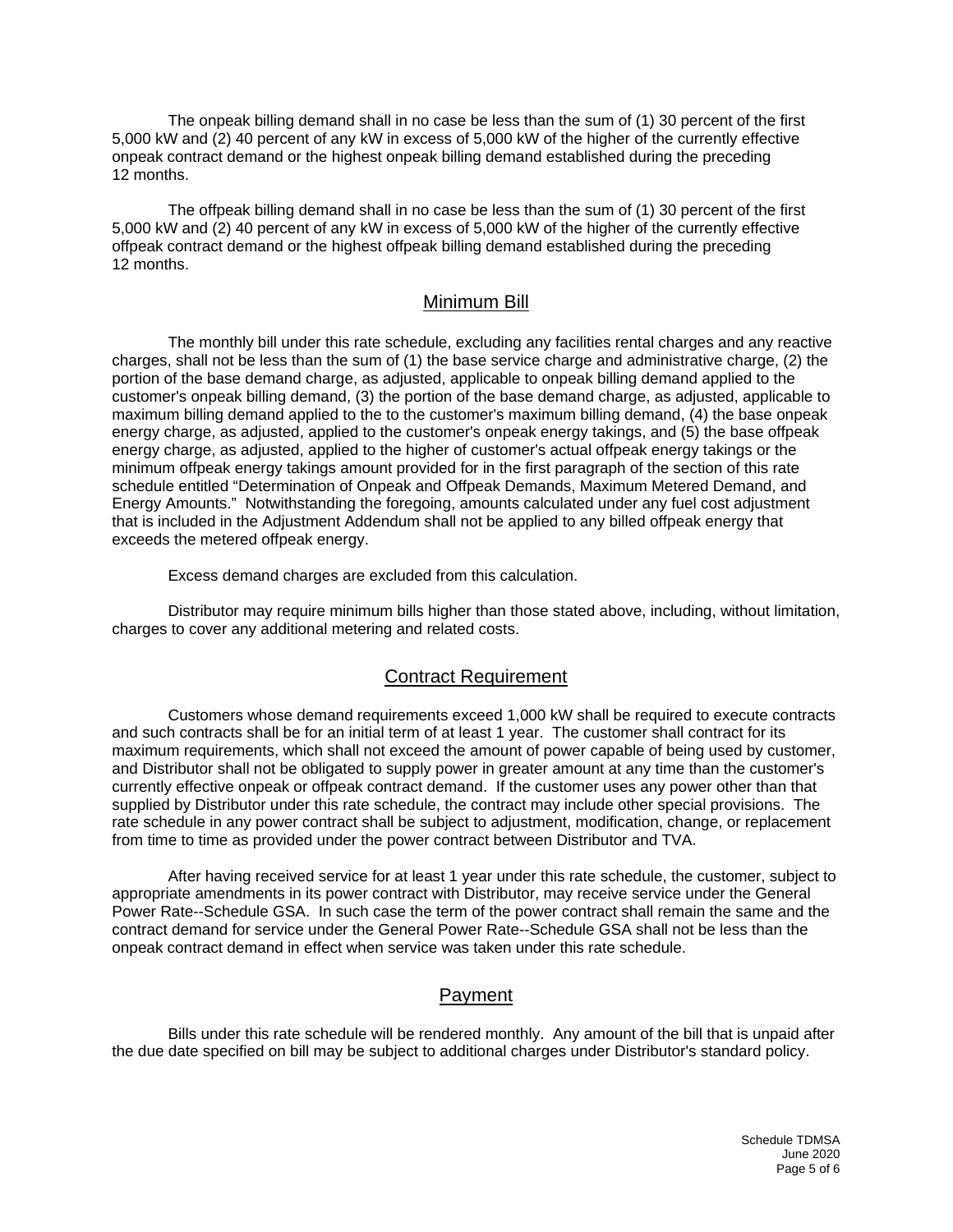The onpeak billing demand shall in no case be less than the sum of (1) 30 percent of the first 5,000 kW and (2) 40 percent of any kW in excess of 5,000 kW of the higher of the currently effective onpeak contract demand or the highest onpeak billing demand established during the preceding 12 months.

The offpeak billing demand shall in no case be less than the sum of (1) 30 percent of the first 5,000 kW and (2) 40 percent of any kW in excess of 5,000 kW of the higher of the currently effective offpeak contract demand or the highest offpeak billing demand established during the preceding 12 months.

## Minimum Bill

The monthly bill under this rate schedule, excluding any facilities rental charges and any reactive charges, shall not be less than the sum of (1) the base service charge and administrative charge, (2) the portion of the base demand charge, as adjusted, applicable to onpeak billing demand applied to the customer's onpeak billing demand, (3) the portion of the base demand charge, as adjusted, applicable to maximum billing demand applied to the to the customer's maximum billing demand, (4) the base onpeak energy charge, as adjusted, applied to the customer's onpeak energy takings, and (5) the base offpeak energy charge, as adjusted, applied to the higher of customer's actual offpeak energy takings or the minimum offpeak energy takings amount provided for in the first paragraph of the section of this rate schedule entitled "Determination of Onpeak and Offpeak Demands, Maximum Metered Demand, and Energy Amounts." Notwithstanding the foregoing, amounts calculated under any fuel cost adjustment that is included in the Adjustment Addendum shall not be applied to any billed offpeak energy that exceeds the metered offpeak energy.

Excess demand charges are excluded from this calculation.

Distributor may require minimum bills higher than those stated above, including, without limitation, charges to cover any additional metering and related costs.

## Contract Requirement

Customers whose demand requirements exceed 1,000 kW shall be required to execute contracts and such contracts shall be for an initial term of at least 1 year. The customer shall contract for its maximum requirements, which shall not exceed the amount of power capable of being used by customer, and Distributor shall not be obligated to supply power in greater amount at any time than the customer's currently effective onpeak or offpeak contract demand. If the customer uses any power other than that supplied by Distributor under this rate schedule, the contract may include other special provisions. The rate schedule in any power contract shall be subject to adjustment, modification, change, or replacement from time to time as provided under the power contract between Distributor and TVA.

After having received service for at least 1 year under this rate schedule, the customer, subject to appropriate amendments in its power contract with Distributor, may receive service under the General Power Rate--Schedule GSA. In such case the term of the power contract shall remain the same and the contract demand for service under the General Power Rate--Schedule GSA shall not be less than the onpeak contract demand in effect when service was taken under this rate schedule.

## Payment

Bills under this rate schedule will be rendered monthly. Any amount of the bill that is unpaid after the due date specified on bill may be subject to additional charges under Distributor's standard policy.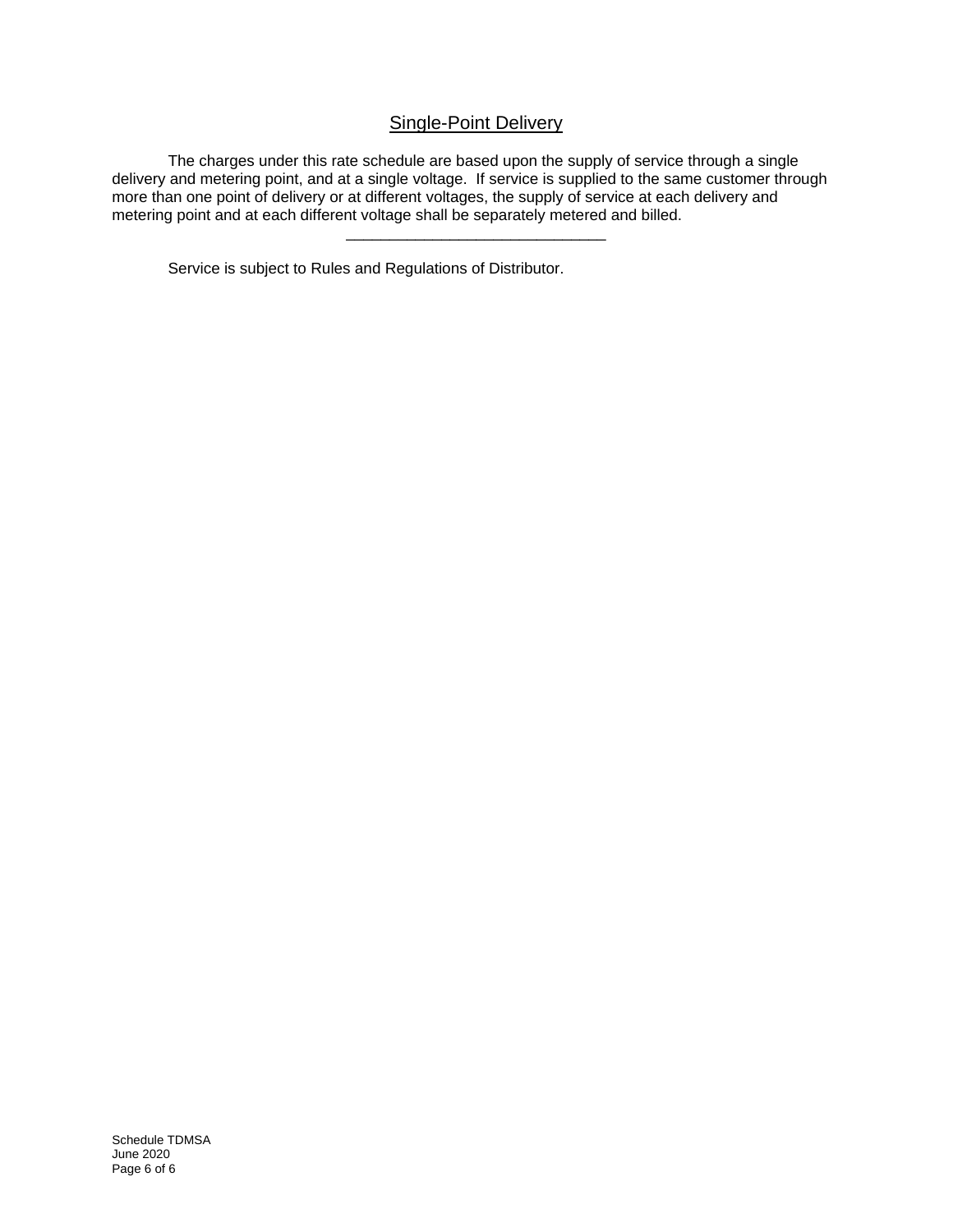## Single-Point Delivery

The charges under this rate schedule are based upon the supply of service through a single delivery and metering point, and at a single voltage. If service is supplied to the same customer through more than one point of delivery or at different voltages, the supply of service at each delivery and metering point and at each different voltage shall be separately metered and billed.

---

Service is subject to Rules and Regulations of Distributor.